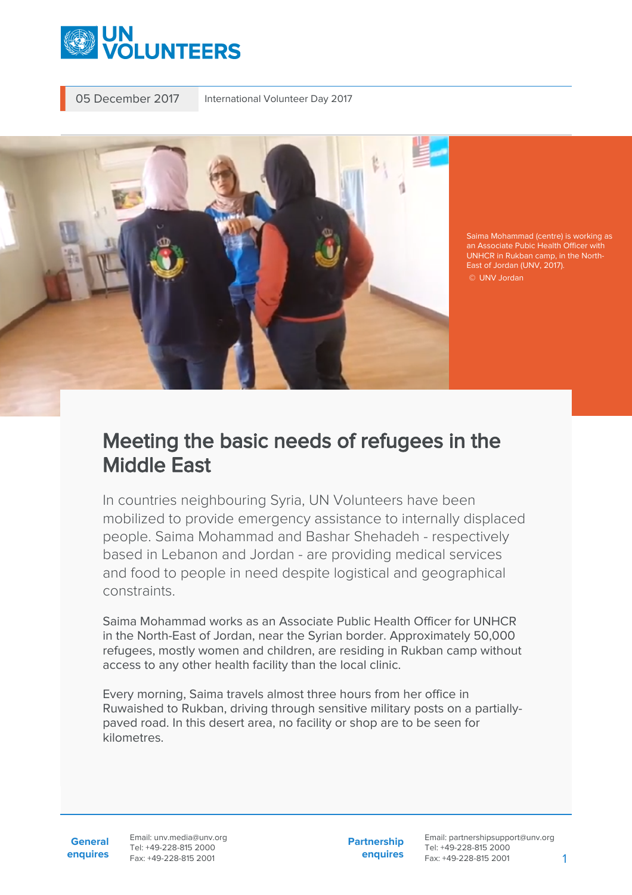05 December 2017 | International Volunteer Day 2017

Saima Mohammad (centre) is working as an Associate Pubic Health Officer with UNHCR in Rukban camp, in the North-East of Jordan (UNV, 2017).
© UNV Jordan

# Meeting the basic needs of refugees in the Middle East

In countries neighbouring Syria, UN Volunteers have been mobilized to provide emergency assistance to internally displaced people. Saima Mohammad and Bashar Shehadeh - respectively based in Lebanon and Jordan - are providing medical services and food to people in need despite logistical and geographical constraints.

Saima Mohammad works as an Associate Public Health Officer for UNHCR in the North-East of Jordan, near the Syrian border. Approximately 50,000 refugees, mostly women and children, are residing in Rukban camp without access to any other health facility than the local clinic.

Every morning, Saima travels almost three hours from her office in Ruwaished to Rukban, driving through sensitive military posts on a partially-paved road. In this desert area, no facility or shop are to be seen for kilometres.

**General enquires**
Email: unv.media@unv.org
Tel: +49-228-815 2000
Fax: +49-228-815 2001

**Partnership enquires**
Email: partnershipsupport@unv.org
Tel: +49-228-815 2000
Fax: +49-228-815 2001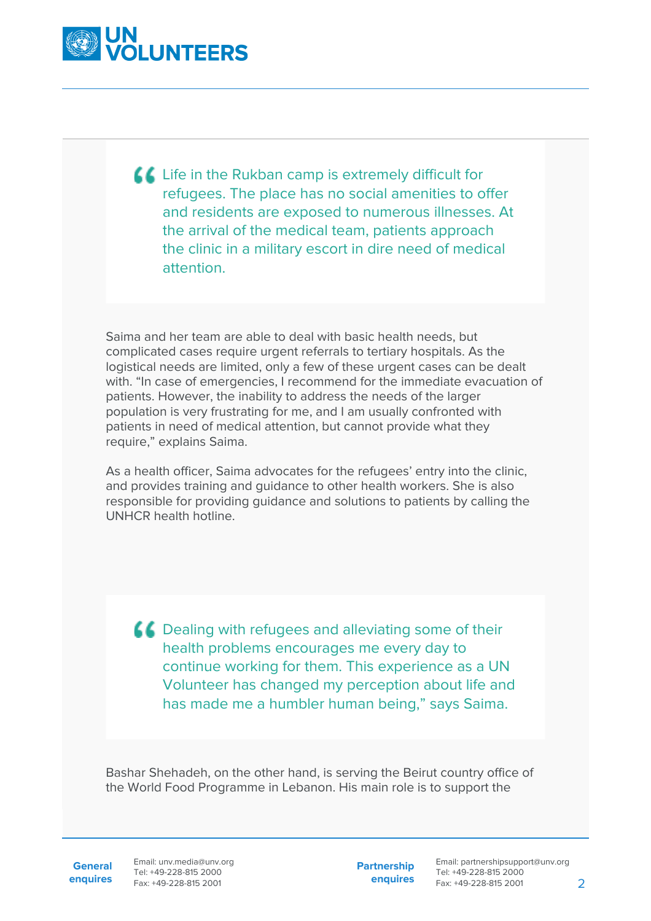> Life in the Rukban camp is extremely difficult for refugees. The place has no social amenities to offer and residents are exposed to numerous illnesses. At the arrival of the medical team, patients approach the clinic in a military escort in dire need of medical attention.

Saima and her team are able to deal with basic health needs, but complicated cases require urgent referrals to tertiary hospitals. As the logistical needs are limited, only a few of these urgent cases can be dealt with. “In case of emergencies, I recommend for the immediate evacuation of patients. However, the inability to address the needs of the larger population is very frustrating for me, and I am usually confronted with patients in need of medical attention, but cannot provide what they require,” explains Saima.

As a health officer, Saima advocates for the refugees’ entry into the clinic, and provides training and guidance to other health workers. She is also responsible for providing guidance and solutions to patients by calling the UNHCR health hotline.

> Dealing with refugees and alleviating some of their health problems encourages me every day to continue working for them. This experience as a UN Volunteer has changed my perception about life and has made me a humbler human being,” says Saima.

Bashar Shehadeh, on the other hand, is serving the Beirut country office of the World Food Programme in Lebanon. His main role is to support the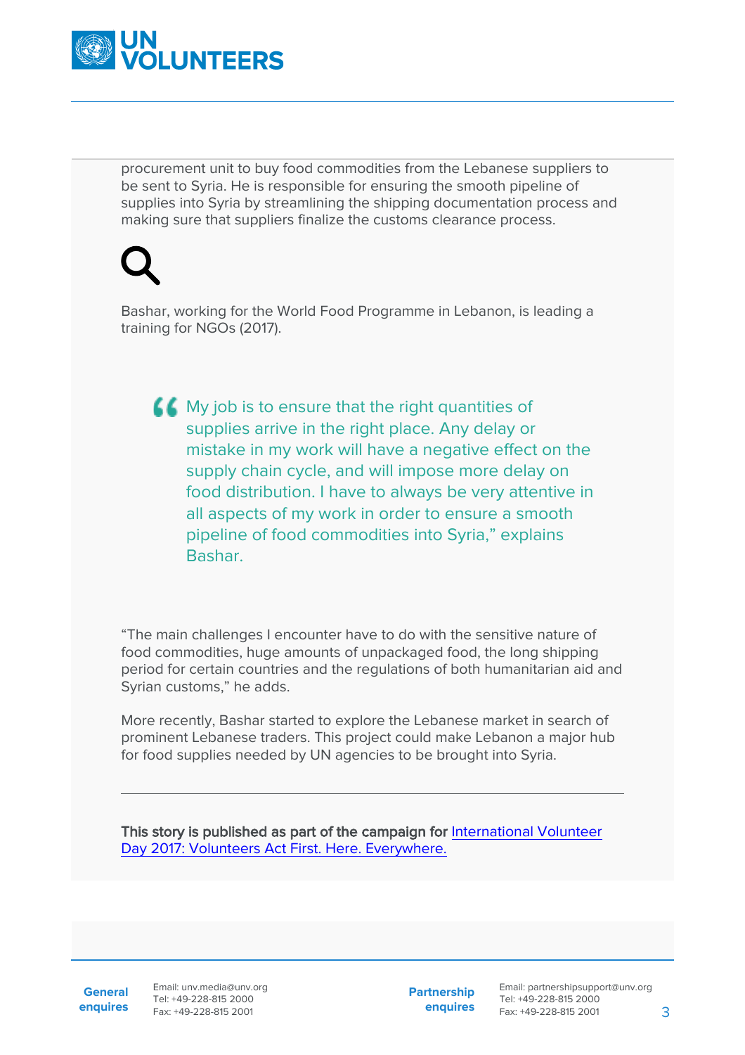procurement unit to buy food commodities from the Lebanese suppliers to be sent to Syria. He is responsible for ensuring the smooth pipeline of supplies into Syria by streamlining the shipping documentation process and making sure that suppliers finalize the customs clearance process.

Bashar, working for the World Food Programme in Lebanon, is leading a training for NGOs (2017).

> “My job is to ensure that the right quantities of supplies arrive in the right place. Any delay or mistake in my work will have a negative effect on the supply chain cycle, and will impose more delay on food distribution. I have to always be very attentive in all aspects of my work in order to ensure a smooth pipeline of food commodities into Syria,” explains Bashar.

“The main challenges I encounter have to do with the sensitive nature of food commodities, huge amounts of unpackaged food, the long shipping period for certain countries and the regulations of both humanitarian aid and Syrian customs,” he adds.

More recently, Bashar started to explore the Lebanese market in search of prominent Lebanese traders. This project could make Lebanon a major hub for food supplies needed by UN agencies to be brought into Syria.

---

**This story is published as part of the campaign for** [International Volunteer Day 2017: Volunteers Act First. Here. Everywhere.]()

**General enquires** Email: unv.media@unv.org Tel: +49-228-815 2000 Fax: +49-228-815 2001

**Partnership enquires** Email: partnershipsupport@unv.org Tel: +49-228-815 2000 Fax: +49-228-815 2001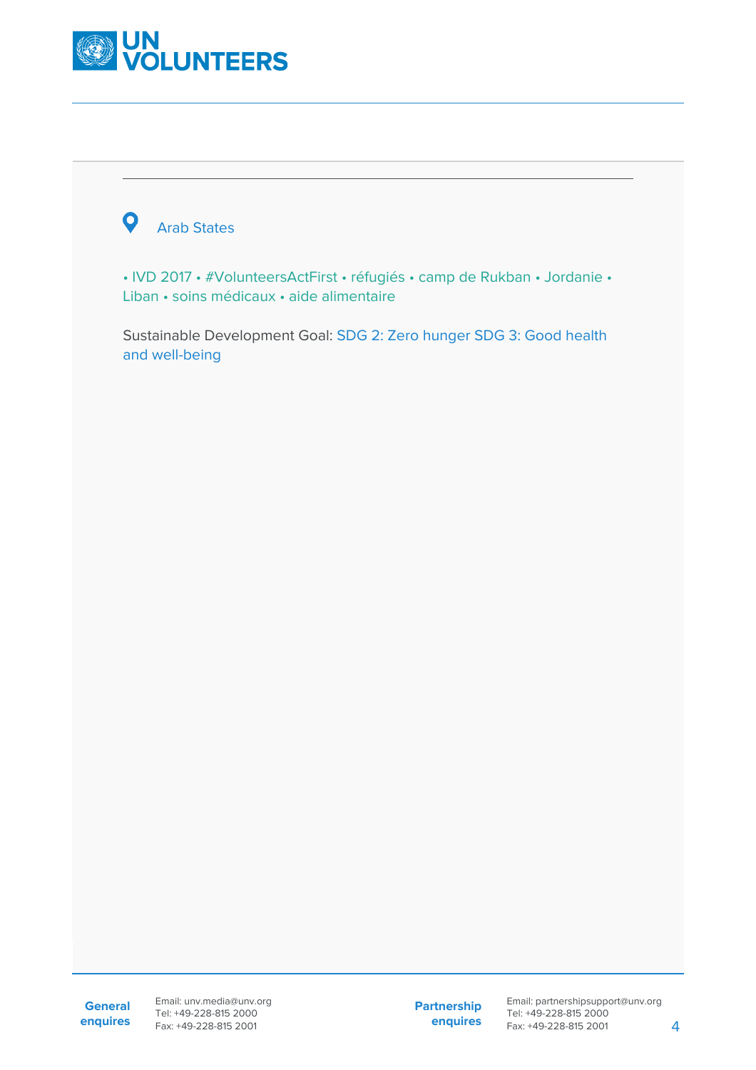Arab States

• IVD 2017 • #VolunteersActFirst • réfugiés • camp de Rukban • Jordanie • Liban • soins médicaux • aide alimentaire

Sustainable Development Goal: SDG 2: Zero hunger SDG 3: Good health and well-being

**General enquires**

Email: unv.media@unv.org
Tel: +49-228-815 2000
Fax: +49-228-815 2001

**Partnership enquires**

Email: partnershipsupport@unv.org
Tel: +49-228-815 2000
Fax: +49-228-815 2001